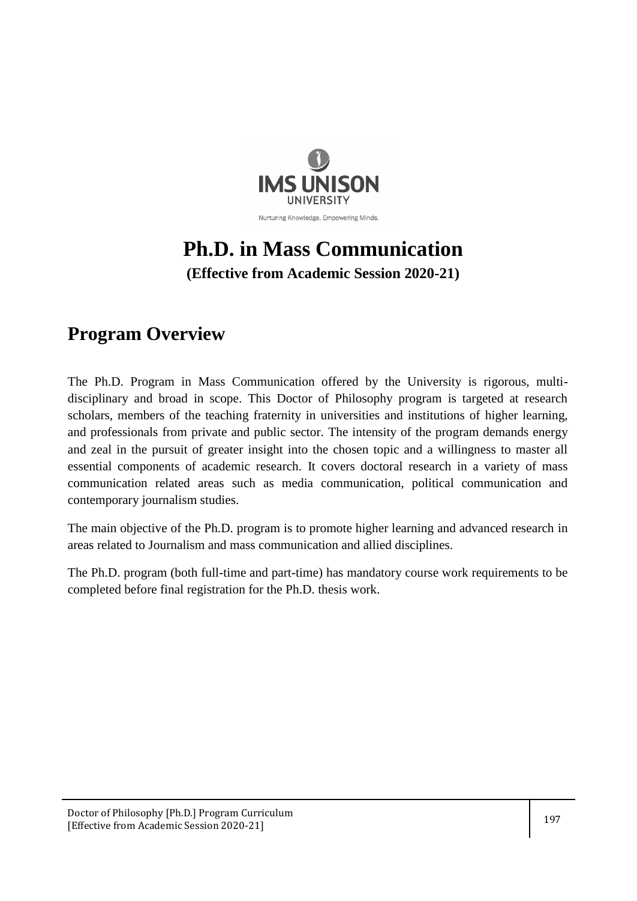# Ph.D. in Mass Communication

**(Effective from Academic Session 2020-21)**

## Program Overview

The Ph.D. Program in Mass Communication offered by the University is rigorous, multi-disciplinary and broad in scope. This Doctor of Philosophy program is targeted at research scholars, members of the teaching fraternity in universities and institutions of higher learning, and professionals from private and public sector. The intensity of the program demands energy and zeal in the pursuit of greater insight into the chosen topic and a willingness to master all essential components of academic research. It covers doctoral research in a variety of mass communication related areas such as media communication, political communication and contemporary journalism studies.

The main objective of the Ph.D. program is to promote higher learning and advanced research in areas related to Journalism and mass communication and allied disciplines.

The Ph.D. program (both full-time and part-time) has mandatory course work requirements to be completed before final registration for the Ph.D. thesis work.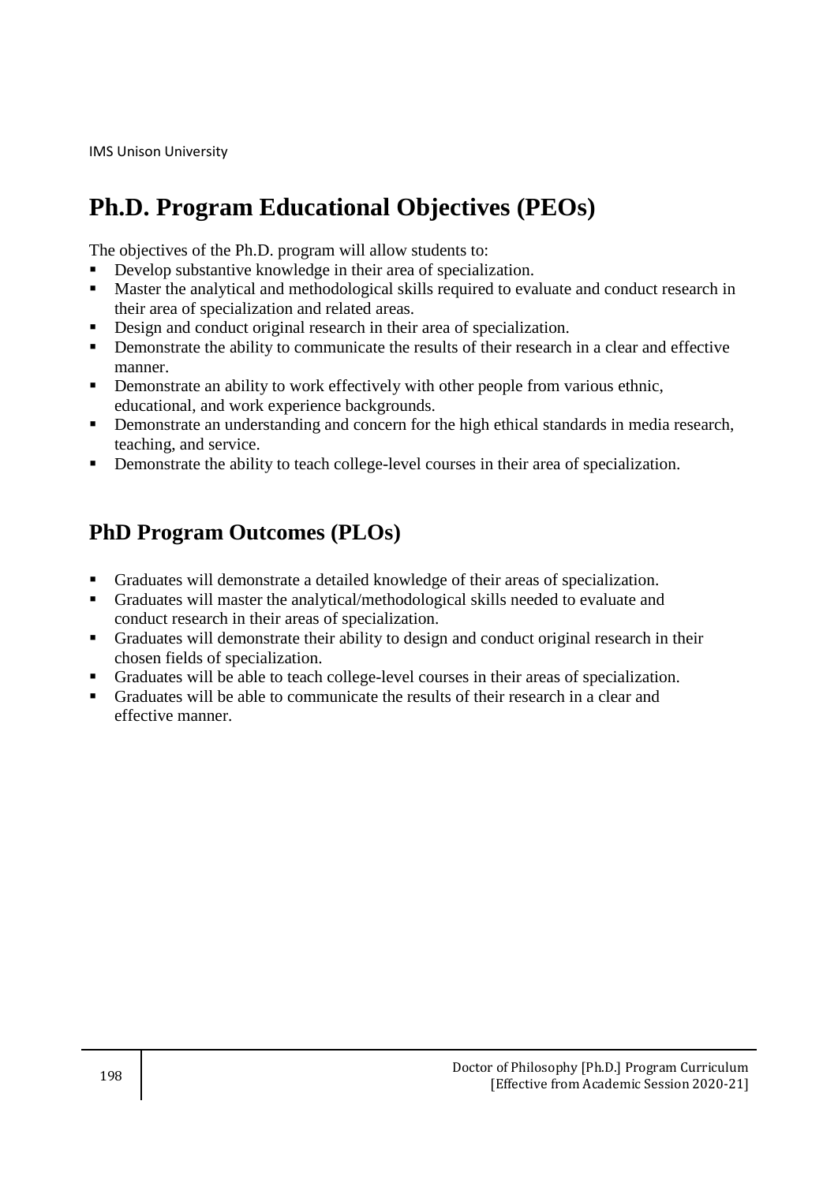## Ph.D. Program Educational Objectives (PEOs)

The objectives of the Ph.D. program will allow students to:

- Develop substantive knowledge in their area of specialization.
- Master the analytical and methodological skills required to evaluate and conduct research in their area of specialization and related areas.
- Design and conduct original research in their area of specialization.
- Demonstrate the ability to communicate the results of their research in a clear and effective manner.
- Demonstrate an ability to work effectively with other people from various ethnic, educational, and work experience backgrounds.
- Demonstrate an understanding and concern for the high ethical standards in media research, teaching, and service.
- Demonstrate the ability to teach college-level courses in their area of specialization.

## PhD Program Outcomes (PLOs)

- Graduates will demonstrate a detailed knowledge of their areas of specialization.
- Graduates will master the analytical/methodological skills needed to evaluate and conduct research in their areas of specialization.
- Graduates will demonstrate their ability to design and conduct original research in their chosen fields of specialization.
- Graduates will be able to teach college-level courses in their areas of specialization.
- Graduates will be able to communicate the results of their research in a clear and effective manner.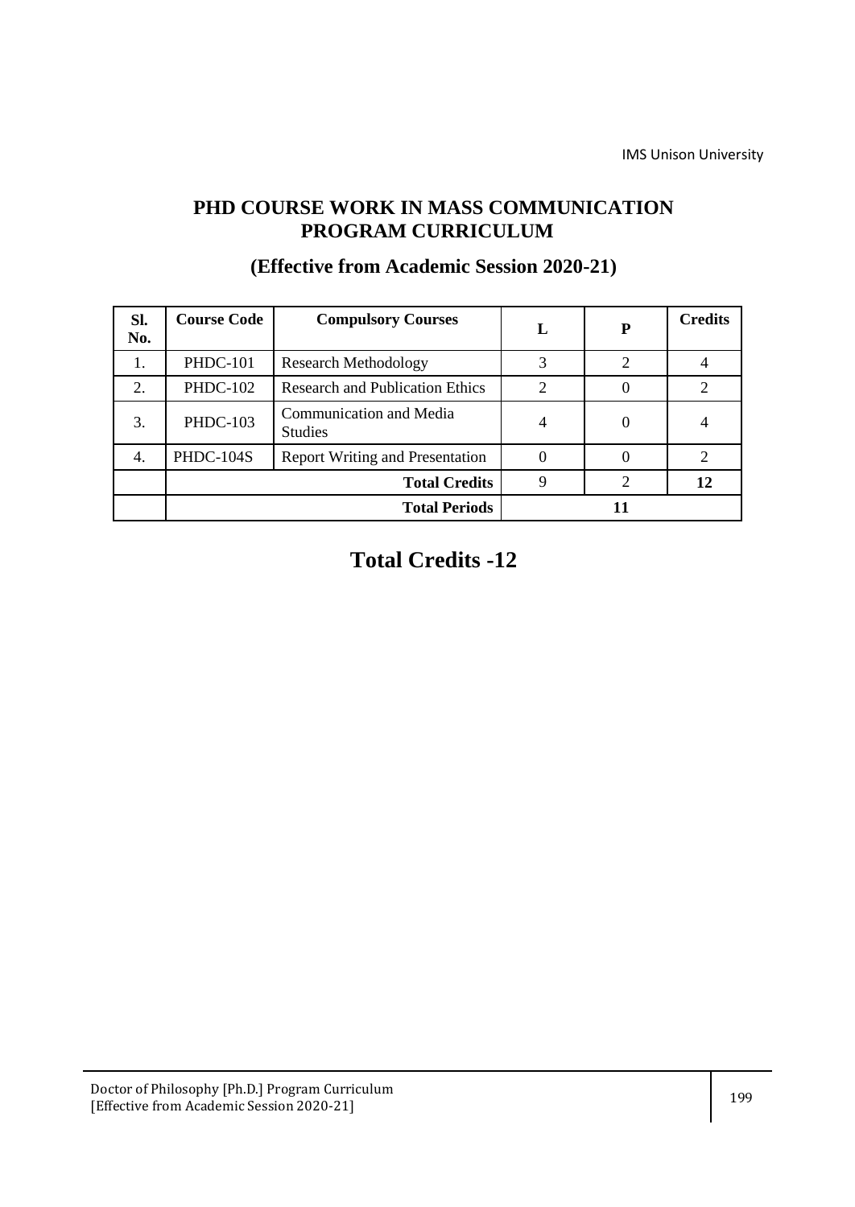# PHD COURSE WORK IN MASS COMMUNICATION
# PROGRAM CURRICULUM

## (Effective from Academic Session 2020-21)

| Sl. No. | Course Code | Compulsory Courses | L | P | Credits |
|---|---|---|---|---|---|
| 1. | PHDC-101 | Research Methodology | 3 | 2 | 4 |
| 2. | PHDC-102 | Research and Publication Ethics | 2 | 0 | 2 |
| 3. | PHDC-103 | Communication and Media Studies | 4 | 0 | 4 |
| 4. | PHDC-104S | Report Writing and Presentation | 0 | 0 | 2 |
| | | **Total Credits** | 9 | 2 | **12** |
| | | **Total Periods** | **11** | | |

# Total Credits -12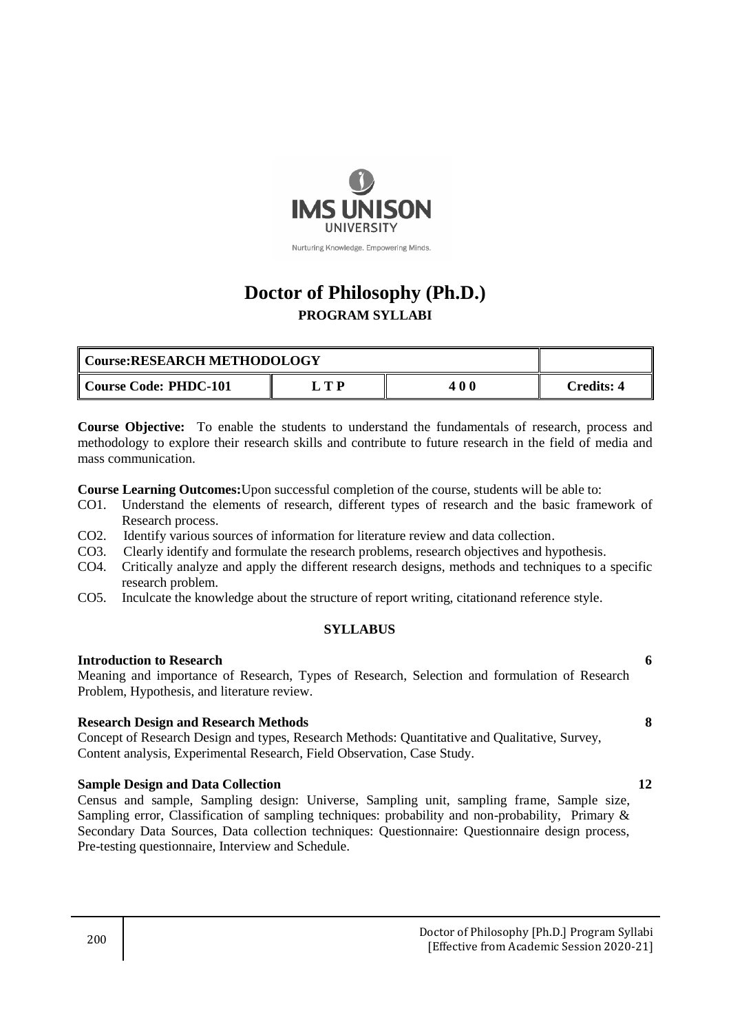IMS UNISON UNIVERSITY

Nurturing Knowledge. Empowering Minds.

# Doctor of Philosophy (Ph.D.)

## PROGRAM SYLLABI

| Course:RESEARCH METHODOLOGY | | | |
|---|---|---|---|
| Course Code: PHDC-101 | L T P | 4 0 0 | Credits: 4 |

**Course Objective:** To enable the students to understand the fundamentals of research, process and methodology to explore their research skills and contribute to future research in the field of media and mass communication.

**Course Learning Outcomes:**Upon successful completion of the course, students will be able to:

- CO1. Understand the elements of research, different types of research and the basic framework of Research process.
- CO2. Identify various sources of information for literature review and data collection.
- CO3. Clearly identify and formulate the research problems, research objectives and hypothesis.
- CO4. Critically analyze and apply the different research designs, methods and techniques to a specific research problem.
- CO5. Inculcate the knowledge about the structure of report writing, citationand reference style.

### SYLLABUS

**Introduction to Research** **6**

Meaning and importance of Research, Types of Research, Selection and formulation of Research Problem, Hypothesis, and literature review.

**Research Design and Research Methods** **8**

Concept of Research Design and types, Research Methods: Quantitative and Qualitative, Survey, Content analysis, Experimental Research, Field Observation, Case Study.

**Sample Design and Data Collection** **12**

Census and sample, Sampling design: Universe, Sampling unit, sampling frame, Sample size, Sampling error, Classification of sampling techniques: probability and non-probability, Primary & Secondary Data Sources, Data collection techniques: Questionnaire: Questionnaire design process, Pre-testing questionnaire, Interview and Schedule.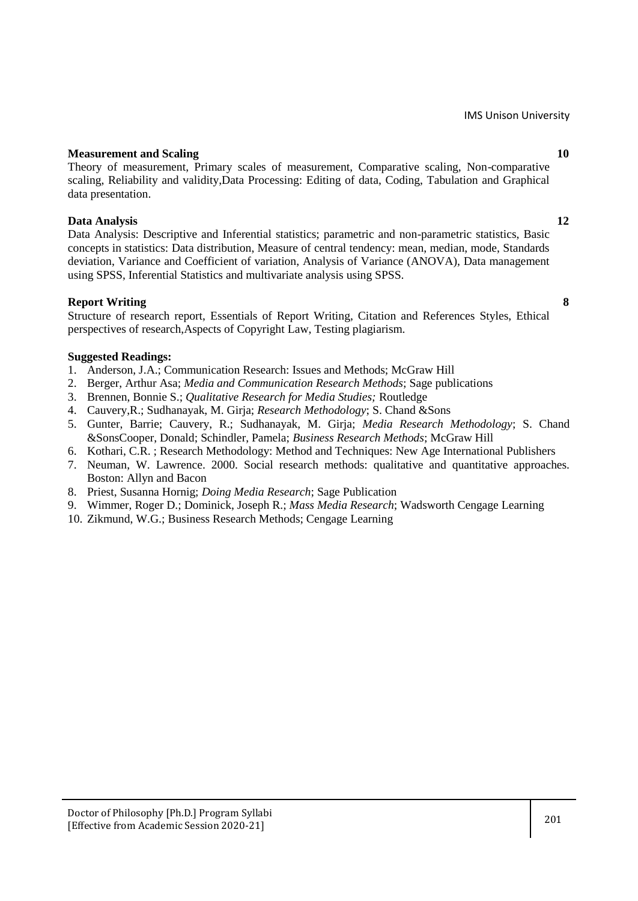**Measurement and Scaling** **10**

Theory of measurement, Primary scales of measurement, Comparative scaling, Non-comparative scaling, Reliability and validity,Data Processing: Editing of data, Coding, Tabulation and Graphical data presentation.

**Data Analysis** **12**

Data Analysis: Descriptive and Inferential statistics; parametric and non-parametric statistics, Basic concepts in statistics: Data distribution, Measure of central tendency: mean, median, mode, Standards deviation, Variance and Coefficient of variation, Analysis of Variance (ANOVA), Data management using SPSS, Inferential Statistics and multivariate analysis using SPSS.

**Report Writing** **8**

Structure of research report, Essentials of Report Writing, Citation and References Styles, Ethical perspectives of research,Aspects of Copyright Law, Testing plagiarism.

**Suggested Readings:**

1. Anderson, J.A.; Communication Research: Issues and Methods; McGraw Hill
2. Berger, Arthur Asa; *Media and Communication Research Methods*; Sage publications
3. Brennen, Bonnie S.; *Qualitative Research for Media Studies;* Routledge
4. Cauvery,R.; Sudhanayak, M. Girja; *Research Methodology*; S. Chand &Sons
5. Gunter, Barrie; Cauvery, R.; Sudhanayak, M. Girja; *Media Research Methodology*; S. Chand &SonsCooper, Donald; Schindler, Pamela; *Business Research Methods*; McGraw Hill
6. Kothari, C.R. ; Research Methodology: Method and Techniques: New Age International Publishers
7. Neuman, W. Lawrence. 2000. Social research methods: qualitative and quantitative approaches. Boston: Allyn and Bacon
8. Priest, Susanna Hornig; *Doing Media Research*; Sage Publication
9. Wimmer, Roger D.; Dominick, Joseph R.; *Mass Media Research*; Wadsworth Cengage Learning
10. Zikmund, W.G.; Business Research Methods; Cengage Learning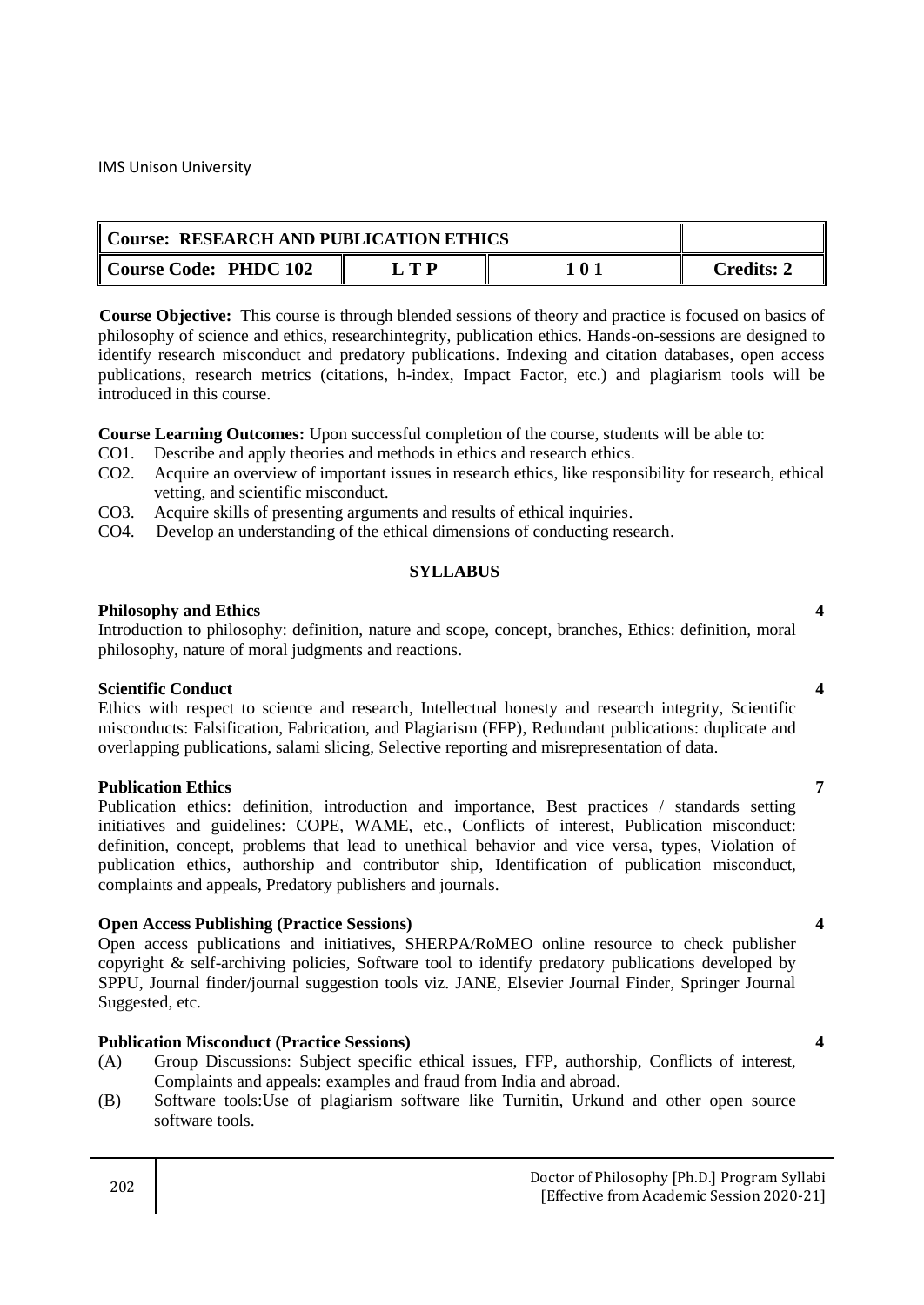| Course: RESEARCH AND PUBLICATION ETHICS | | | |
|---|---|---|---|
| Course Code: PHDC 102 | L T P | 1 0 1 | Credits: 2 |

**Course Objective:** This course is through blended sessions of theory and practice is focused on basics of philosophy of science and ethics, researchintegrity, publication ethics. Hands-on-sessions are designed to identify research misconduct and predatory publications. Indexing and citation databases, open access publications, research metrics (citations, h-index, Impact Factor, etc.) and plagiarism tools will be introduced in this course.

**Course Learning Outcomes:** Upon successful completion of the course, students will be able to:

- CO1. Describe and apply theories and methods in ethics and research ethics.
- CO2. Acquire an overview of important issues in research ethics, like responsibility for research, ethical vetting, and scientific misconduct.
- CO3. Acquire skills of presenting arguments and results of ethical inquiries.
- CO4. Develop an understanding of the ethical dimensions of conducting research.

## SYLLABUS

**Philosophy and Ethics** **4**

Introduction to philosophy: definition, nature and scope, concept, branches, Ethics: definition, moral philosophy, nature of moral judgments and reactions.

**Scientific Conduct** **4**

Ethics with respect to science and research, Intellectual honesty and research integrity, Scientific misconducts: Falsification, Fabrication, and Plagiarism (FFP), Redundant publications: duplicate and overlapping publications, salami slicing, Selective reporting and misrepresentation of data.

**Publication Ethics** **7**

Publication ethics: definition, introduction and importance, Best practices / standards setting initiatives and guidelines: COPE, WAME, etc., Conflicts of interest, Publication misconduct: definition, concept, problems that lead to unethical behavior and vice versa, types, Violation of publication ethics, authorship and contributor ship, Identification of publication misconduct, complaints and appeals, Predatory publishers and journals.

**Open Access Publishing (Practice Sessions)** **4**

Open access publications and initiatives, SHERPA/RoMEO online resource to check publisher copyright & self-archiving policies, Software tool to identify predatory publications developed by SPPU, Journal finder/journal suggestion tools viz. JANE, Elsevier Journal Finder, Springer Journal Suggested, etc.

**Publication Misconduct (Practice Sessions)** **4**

- (A) Group Discussions: Subject specific ethical issues, FFP, authorship, Conflicts of interest, Complaints and appeals: examples and fraud from India and abroad.
- (B) Software tools:Use of plagiarism software like Turnitin, Urkund and other open source software tools.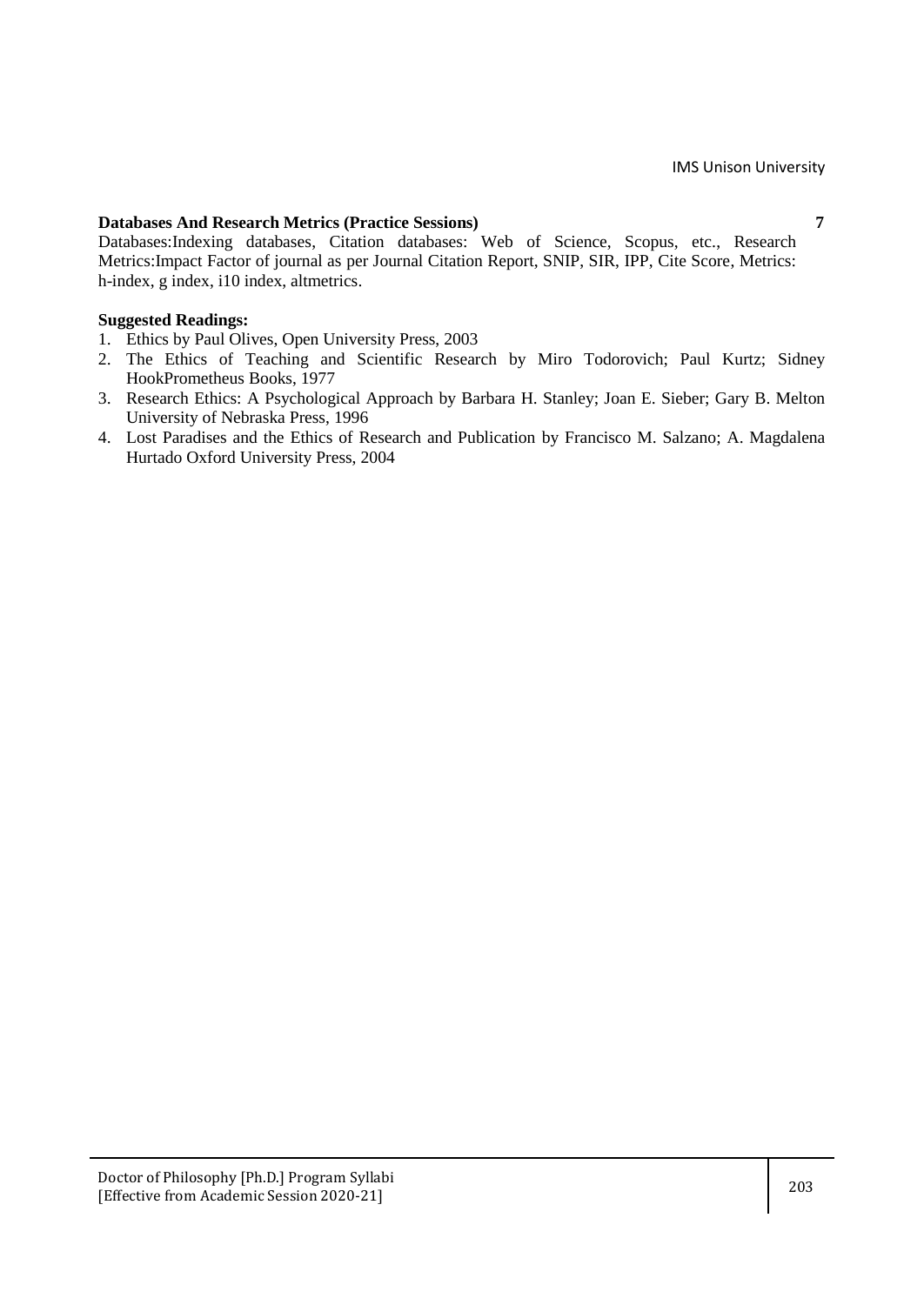**Databases And Research Metrics (Practice Sessions)** **7**

Databases:Indexing databases, Citation databases: Web of Science, Scopus, etc., Research Metrics:Impact Factor of journal as per Journal Citation Report, SNIP, SIR, IPP, Cite Score, Metrics: h-index, g index, i10 index, altmetrics.

**Suggested Readings:**

1. Ethics by Paul Olives, Open University Press, 2003
2. The Ethics of Teaching and Scientific Research by Miro Todorovich; Paul Kurtz; Sidney HookPrometheus Books, 1977
3. Research Ethics: A Psychological Approach by Barbara H. Stanley; Joan E. Sieber; Gary B. Melton University of Nebraska Press, 1996
4. Lost Paradises and the Ethics of Research and Publication by Francisco M. Salzano; A. Magdalena Hurtado Oxford University Press, 2004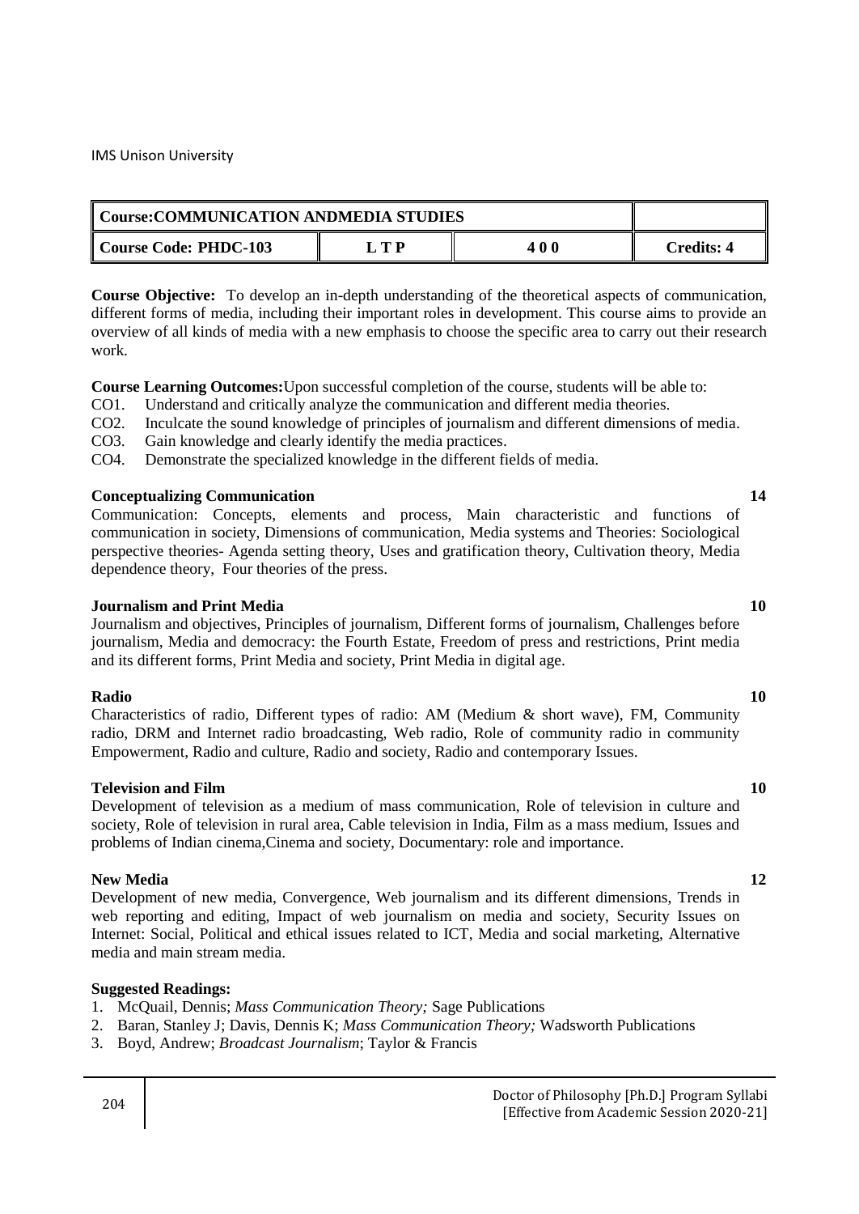IMS Unison University

| Course:COMMUNICATION ANDMEDIA STUDIES | | | |
|---|---|---|---|
| Course Code: PHDC-103 | L T P | 4 0 0 | Credits: 4 |

**Course Objective:** To develop an in-depth understanding of the theoretical aspects of communication, different forms of media, including their important roles in development. This course aims to provide an overview of all kinds of media with a new emphasis to choose the specific area to carry out their research work.

**Course Learning Outcomes:**Upon successful completion of the course, students will be able to:

CO1. Understand and critically analyze the communication and different media theories.
CO2. Inculcate the sound knowledge of principles of journalism and different dimensions of media.
CO3. Gain knowledge and clearly identify the media practices.
CO4. Demonstrate the specialized knowledge in the different fields of media.

**Conceptualizing Communication** **14**

Communication: Concepts, elements and process, Main characteristic and functions of communication in society, Dimensions of communication, Media systems and Theories: Sociological perspective theories- Agenda setting theory, Uses and gratification theory, Cultivation theory, Media dependence theory, Four theories of the press.

**Journalism and Print Media** **10**

Journalism and objectives, Principles of journalism, Different forms of journalism, Challenges before journalism, Media and democracy: the Fourth Estate, Freedom of press and restrictions, Print media and its different forms, Print Media and society, Print Media in digital age.

**Radio** **10**

Characteristics of radio, Different types of radio: AM (Medium & short wave), FM, Community radio, DRM and Internet radio broadcasting, Web radio, Role of community radio in community Empowerment, Radio and culture, Radio and society, Radio and contemporary Issues.

**Television and Film** **10**

Development of television as a medium of mass communication, Role of television in culture and society, Role of television in rural area, Cable television in India, Film as a mass medium, Issues and problems of Indian cinema,Cinema and society, Documentary: role and importance.

**New Media** **12**

Development of new media, Convergence, Web journalism and its different dimensions, Trends in web reporting and editing, Impact of web journalism on media and society, Security Issues on Internet: Social, Political and ethical issues related to ICT, Media and social marketing, Alternative media and main stream media.

**Suggested Readings:**

1. McQuail, Dennis; *Mass Communication Theory;* Sage Publications
2. Baran, Stanley J; Davis, Dennis K; *Mass Communication Theory;* Wadsworth Publications
3. Boyd, Andrew; *Broadcast Journalism*; Taylor & Francis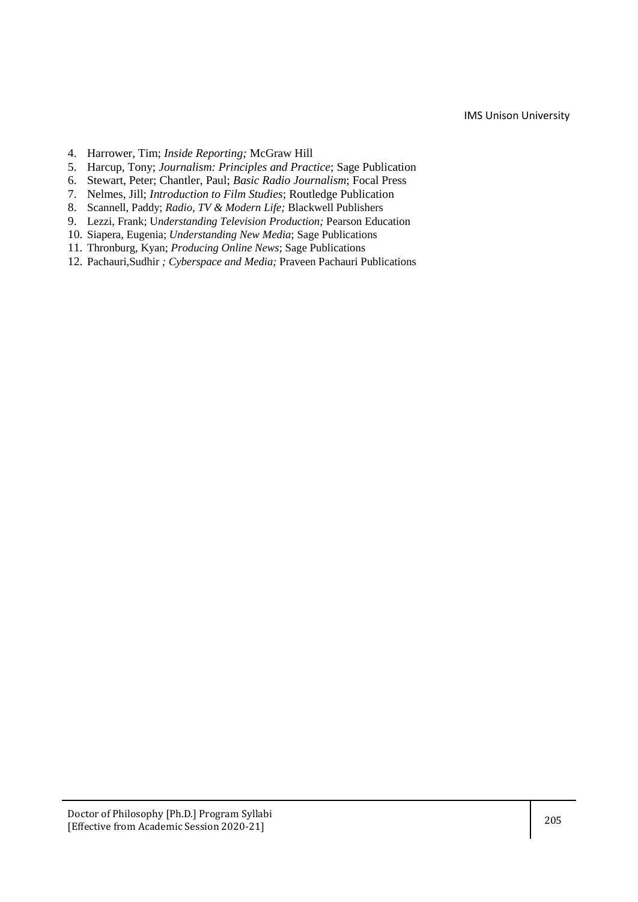4. Harrower, Tim; *Inside Reporting;* McGraw Hill
5. Harcup, Tony; *Journalism: Principles and Practice*; Sage Publication
6. Stewart, Peter; Chantler, Paul; *Basic Radio Journalism*; Focal Press
7. Nelmes, Jill; *Introduction to Film Studies*; Routledge Publication
8. Scannell, Paddy; *Radio, TV & Modern Life;* Blackwell Publishers
9. Lezzi, Frank; U*nderstanding Television Production;* Pearson Education
10. Siapera, Eugenia; *Understanding New Media*; Sage Publications
11. Thronburg, Kyan; *Producing Online News*; Sage Publications
12. Pachauri,Sudhir *; Cyberspace and Media;* Praveen Pachauri Publications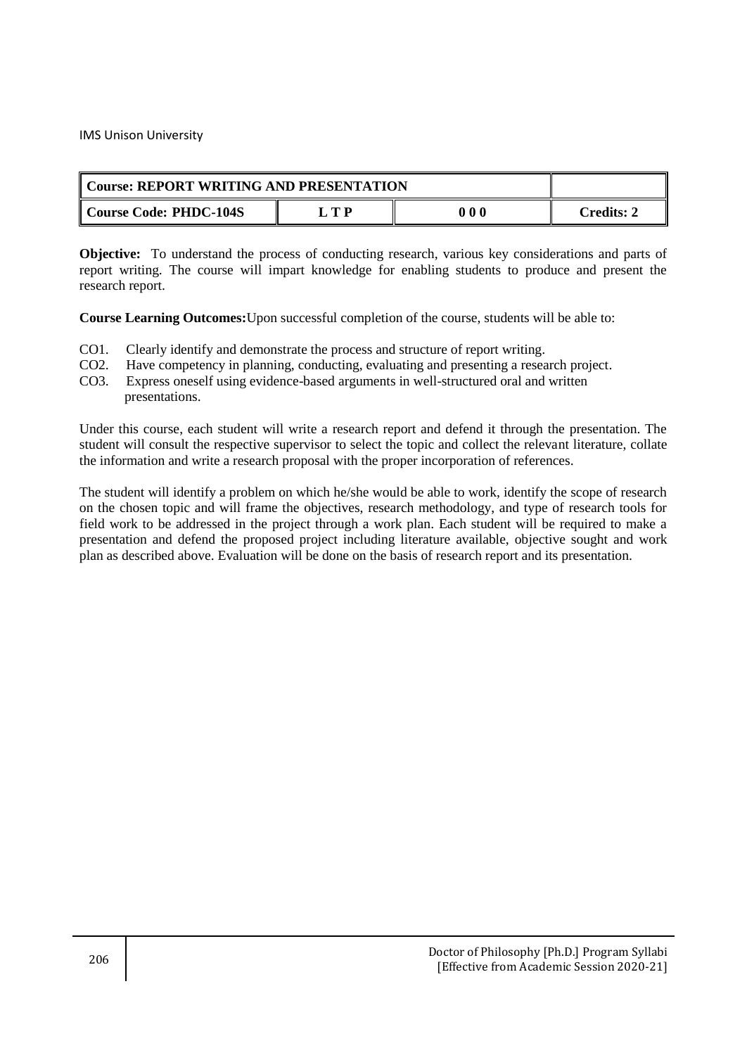IMS Unison University

| Course: REPORT WRITING AND PRESENTATION | | | |
|---|---|---|---|
| Course Code: PHDC-104S | L T P | 0 0 0 | Credits: 2 |

**Objective:** To understand the process of conducting research, various key considerations and parts of report writing. The course will impart knowledge for enabling students to produce and present the research report.

**Course Learning Outcomes:**Upon successful completion of the course, students will be able to:

CO1. Clearly identify and demonstrate the process and structure of report writing.
CO2. Have competency in planning, conducting, evaluating and presenting a research project.
CO3. Express oneself using evidence-based arguments in well-structured oral and written presentations.

Under this course, each student will write a research report and defend it through the presentation. The student will consult the respective supervisor to select the topic and collect the relevant literature, collate the information and write a research proposal with the proper incorporation of references.

The student will identify a problem on which he/she would be able to work, identify the scope of research on the chosen topic and will frame the objectives, research methodology, and type of research tools for field work to be addressed in the project through a work plan. Each student will be required to make a presentation and defend the proposed project including literature available, objective sought and work plan as described above. Evaluation will be done on the basis of research report and its presentation.